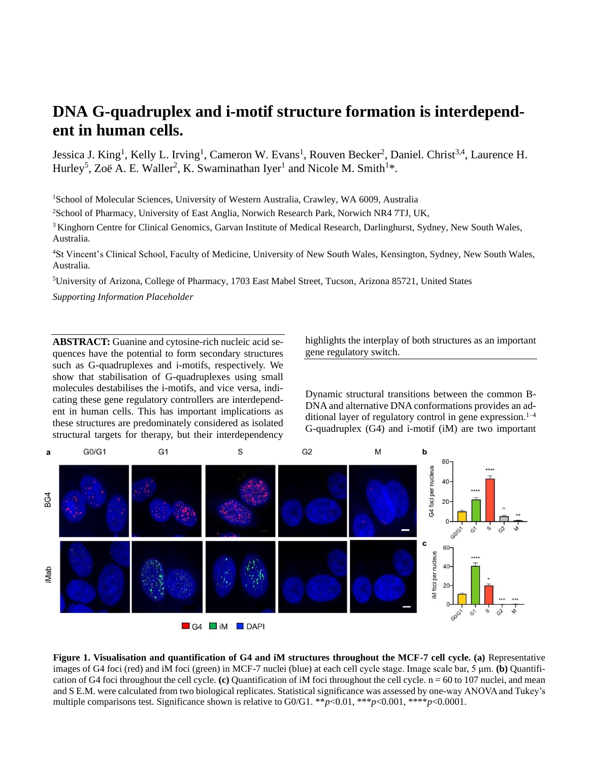# DNA G-quadruplex and i-motif structure formation is interdependent in human cells.

Jessica J. King[1], Kelly L. Irving[1], Cameron W. Evans[1], Rouven Becker[2], Daniel. Christ[3,4], Laurence H. Hurley[5], Zoë A. E. Waller[2], K. Swaminathan Iyer[1] and Nicole M. Smith[1]*.

[1]School of Molecular Sciences, University of Western Australia, Crawley, WA 6009, Australia

[2]School of Pharmacy, University of East Anglia, Norwich Research Park, Norwich NR4 7TJ, UK,

[3]Kinghorn Centre for Clinical Genomics, Garvan Institute of Medical Research, Darlinghurst, Sydney, New South Wales, Australia.

[4]St Vincent's Clinical School, Faculty of Medicine, University of New South Wales, Kensington, Sydney, New South Wales, Australia.

[5]University of Arizona, College of Pharmacy, 1703 East Mabel Street, Tucson, Arizona 85721, United States

*Supporting Information Placeholder*

**ABSTRACT:** Guanine and cytosine-rich nucleic acid sequences have the potential to form secondary structures such as G-quadruplexes and i-motifs, respectively. We show that stabilisation of G-quadruplexes using small molecules destabilises the i-motifs, and vice versa, indicating these gene regulatory controllers are interdependent in human cells. This has important implications as these structures are predominately considered as isolated structural targets for therapy, but their interdependency highlights the interplay of both structures as an important gene regulatory switch.

Dynamic structural transitions between the common B-DNA and alternative DNA conformations provides an additional layer of regulatory control in gene expression.[1–4] G-quadruplex (G4) and i-motif (iM) are two important

**Figure 1. Visualisation and quantification of G4 and iM structures throughout the MCF-7 cell cycle. (a)** Representative images of G4 foci (red) and iM foci (green) in MCF-7 nuclei (blue) at each cell cycle stage. Image scale bar, 5 μm. **(b)** Quantification of G4 foci throughout the cell cycle. **(c)** Quantification of iM foci throughout the cell cycle. n = 60 to 107 nuclei, and mean and S.E.M. were calculated from two biological replicates. Statistical significance was assessed by one-way ANOVA and Tukey's multiple comparisons test. Significance shown is relative to G0/G1. \*\*$p$<0.01, \*\*\*$p$<0.001, \*\*\*\*$p$<0.0001.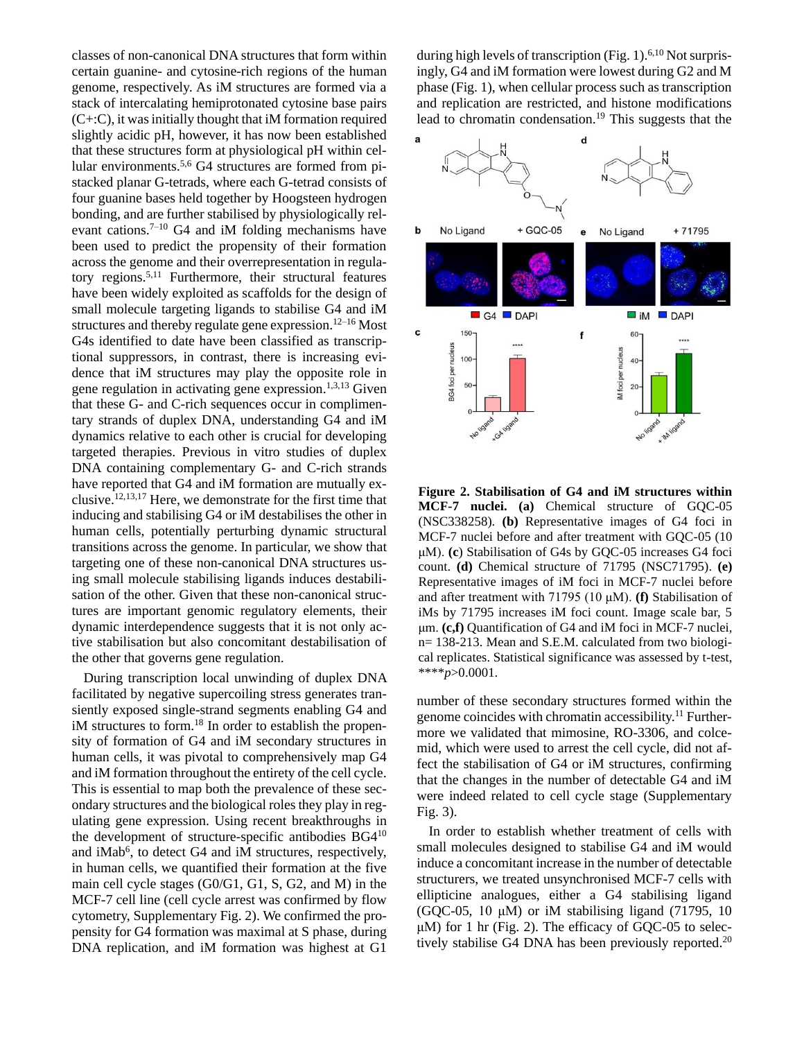classes of non-canonical DNA structures that form within certain guanine- and cytosine-rich regions of the human genome, respectively. As iM structures are formed via a stack of intercalating hemiprotonated cytosine base pairs (C+:C), it was initially thought that iM formation required slightly acidic pH, however, it has now been established that these structures form at physiological pH within cellular environments.[5,6] G4 structures are formed from pi-stacked planar G-tetrads, where each G-tetrad consists of four guanine bases held together by Hoogsteen hydrogen bonding, and are further stabilised by physiologically relevant cations.[7–10] G4 and iM folding mechanisms have been used to predict the propensity of their formation across the genome and their overrepresentation in regulatory regions.[5,11] Furthermore, their structural features have been widely exploited as scaffolds for the design of small molecule targeting ligands to stabilise G4 and iM structures and thereby regulate gene expression.[12–16] Most G4s identified to date have been classified as transcriptional suppressors, in contrast, there is increasing evidence that iM structures may play the opposite role in gene regulation in activating gene expression.[1,3,13] Given that these G- and C-rich sequences occur in complimentary strands of duplex DNA, understanding G4 and iM dynamics relative to each other is crucial for developing targeted therapies. Previous in vitro studies of duplex DNA containing complementary G- and C-rich strands have reported that G4 and iM formation are mutually exclusive.[12,13,17] Here, we demonstrate for the first time that inducing and stabilising G4 or iM destabilises the other in human cells, potentially perturbing dynamic structural transitions across the genome. In particular, we show that targeting one of these non-canonical DNA structures using small molecule stabilising ligands induces destabilisation of the other. Given that these non-canonical structures are important genomic regulatory elements, their dynamic interdependence suggests that it is not only active stabilisation but also concomitant destabilisation of the other that governs gene regulation.

During transcription local unwinding of duplex DNA facilitated by negative supercoiling stress generates transiently exposed single-strand segments enabling G4 and iM structures to form.[18] In order to establish the propensity of formation of G4 and iM secondary structures in human cells, it was pivotal to comprehensively map G4 and iM formation throughout the entirety of the cell cycle. This is essential to map both the prevalence of these secondary structures and the biological roles they play in regulating gene expression. Using recent breakthroughs in the development of structure-specific antibodies BG4[10] and iMab[6], to detect G4 and iM structures, respectively, in human cells, we quantified their formation at the five main cell cycle stages (G0/G1, G1, S, G2, and M) in the MCF-7 cell line (cell cycle arrest was confirmed by flow cytometry, Supplementary Fig. 2). We confirmed the propensity for G4 formation was maximal at S phase, during DNA replication, and iM formation was highest at G1 during high levels of transcription (Fig. 1).[6,10] Not surprisingly, G4 and iM formation were lowest during G2 and M phase (Fig. 1), when cellular process such as transcription and replication are restricted, and histone modifications lead to chromatin condensation.[19] This suggests that the number of these secondary structures formed within the genome coincides with chromatin accessibility.[11] Furthermore we validated that mimosine, RO-3306, and colcemid, which were used to arrest the cell cycle, did not affect the stabilisation of G4 or iM structures, confirming that the changes in the number of detectable G4 and iM were indeed related to cell cycle stage (Supplementary Fig. 3).

**Figure 2. Stabilisation of G4 and iM structures within MCF-7 nuclei. (a)** Chemical structure of GQC-05 (NSC338258). **(b)** Representative images of G4 foci in MCF-7 nuclei before and after treatment with GQC-05 (10 μM). **(c)** Stabilisation of G4s by GQC-05 increases G4 foci count. **(d)** Chemical structure of 71795 (NSC71795). **(e)** Representative images of iM foci in MCF-7 nuclei before and after treatment with 71795 (10 μM). **(f)** Stabilisation of iMs by 71795 increases iM foci count. Image scale bar, 5 μm. **(c,f)** Quantification of G4 and iM foci in MCF-7 nuclei, n= 138-213. Mean and S.E.M. calculated from two biological replicates. Statistical significance was assessed by t-test, ****$p$>0.0001.

In order to establish whether treatment of cells with small molecules designed to stabilise G4 and iM would induce a concomitant increase in the number of detectable structurers, we treated unsynchronised MCF-7 cells with ellipticine analogues, either a G4 stabilising ligand (GQC-05, 10 μM) or iM stabilising ligand (71795, 10 μM) for 1 hr (Fig. 2). The efficacy of GQC-05 to selectively stabilise G4 DNA has been previously reported.[20]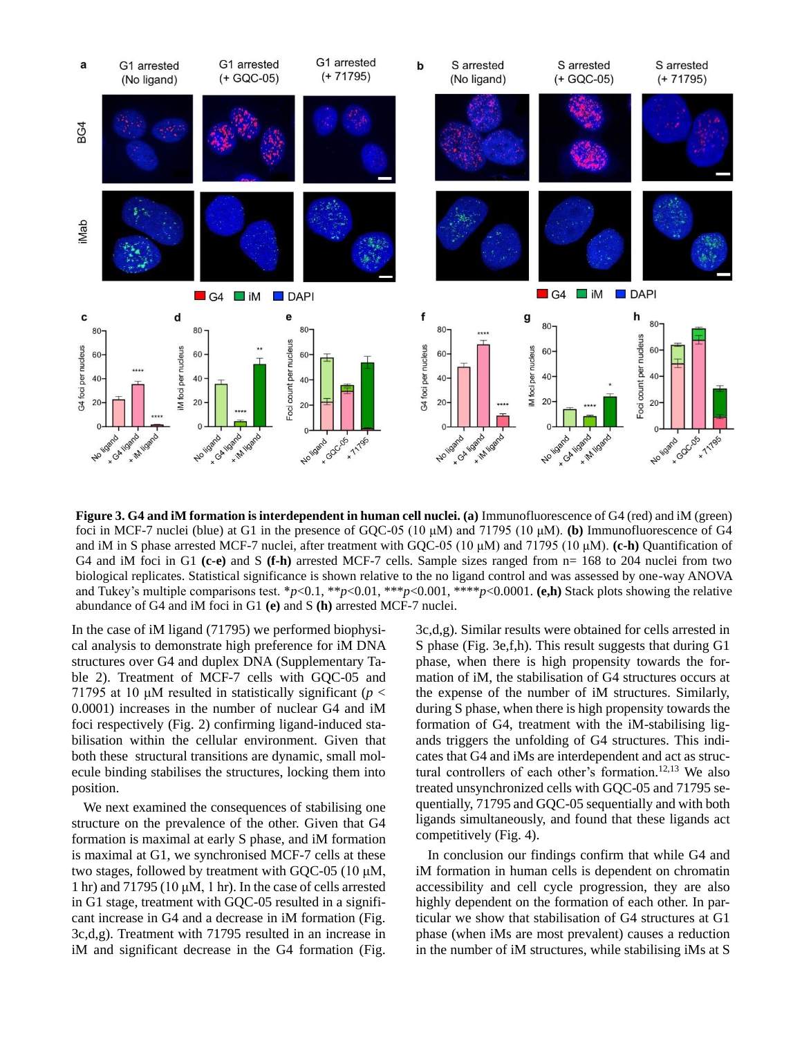**Figure 3. G4 and iM formation is interdependent in human cell nuclei. (a)** Immunofluorescence of G4 (red) and iM (green) foci in MCF-7 nuclei (blue) at G1 in the presence of GQC-05 (10 μM) and 71795 (10 μM). **(b)** Immunofluorescence of G4 and iM in S phase arrested MCF-7 nuclei, after treatment with GQC-05 (10 μM) and 71795 (10 μM). **(c-h)** Quantification of G4 and iM foci in G1 **(c-e)** and S **(f-h)** arrested MCF-7 cells. Sample sizes ranged from n= 168 to 204 nuclei from two biological replicates. Statistical significance is shown relative to the no ligand control and was assessed by one-way ANOVA and Tukey's multiple comparisons test. *$p$<0.1, **$p$<0.01, ***$p$<0.001, ****$p$<0.0001. **(e,h)** Stack plots showing the relative abundance of G4 and iM foci in G1 **(e)** and S **(h)** arrested MCF-7 nuclei.

In the case of iM ligand (71795) we performed biophysical analysis to demonstrate high preference for iM DNA structures over G4 and duplex DNA (Supplementary Table 2). Treatment of MCF-7 cells with GQC-05 and 71795 at 10 μM resulted in statistically significant ($p$ < 0.0001) increases in the number of nuclear G4 and iM foci respectively (Fig. 2) confirming ligand-induced stabilisation within the cellular environment. Given that both these structural transitions are dynamic, small molecule binding stabilises the structures, locking them into position.

We next examined the consequences of stabilising one structure on the prevalence of the other. Given that G4 formation is maximal at early S phase, and iM formation is maximal at G1, we synchronised MCF-7 cells at these two stages, followed by treatment with GQC-05 (10 μM, 1 hr) and 71795 (10 μM, 1 hr). In the case of cells arrested in G1 stage, treatment with GQC-05 resulted in a significant increase in G4 and a decrease in iM formation (Fig. 3c,d,g). Treatment with 71795 resulted in an increase in iM and significant decrease in the G4 formation (Fig. 3c,d,g). Similar results were obtained for cells arrested in S phase (Fig. 3e,f,h). This result suggests that during G1 phase, when there is high propensity towards the formation of iM, the stabilisation of G4 structures occurs at the expense of the number of iM structures. Similarly, during S phase, when there is high propensity towards the formation of G4, treatment with the iM-stabilising ligands triggers the unfolding of G4 structures. This indicates that G4 and iMs are interdependent and act as structural controllers of each other's formation.[12,13] We also treated unsynchronized cells with GQC-05 and 71795 sequentially, 71795 and GQC-05 sequentially and with both ligands simultaneously, and found that these ligands act competitively (Fig. 4).

In conclusion our findings confirm that while G4 and iM formation in human cells is dependent on chromatin accessibility and cell cycle progression, they are also highly dependent on the formation of each other. In particular we show that stabilisation of G4 structures at G1 phase (when iMs are most prevalent) causes a reduction in the number of iM structures, while stabilising iMs at S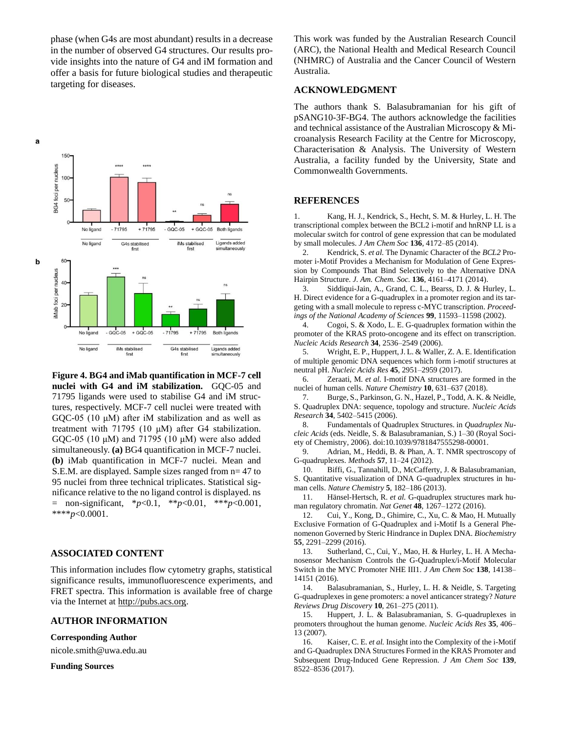phase (when G4s are most abundant) results in a decrease in the number of observed G4 structures. Our results provide insights into the nature of G4 and iM formation and offer a basis for future biological studies and therapeutic targeting for diseases.

**Figure 4. BG4 and iMab quantification in MCF-7 cell nuclei with G4 and iM stabilization.** GQC-05 and 71795 ligands were used to stabilise G4 and iM structures, respectively. MCF-7 cell nuclei were treated with GQC-05 (10 µM) after iM stabilization and as well as treatment with 71795 (10 µM) after G4 stabilization. GQC-05 (10 µM) and 71795 (10 µM) were also added simultaneously. **(a)** BG4 quantification in MCF-7 nuclei. **(b)** iMab quantification in MCF-7 nuclei. Mean and S.E.M. are displayed. Sample sizes ranged from n= 47 to 95 nuclei from three technical triplicates. Statistical significance relative to the no ligand control is displayed. ns = non-significant, \**p*<0.1, \*\**p*<0.01, \*\*\**p*<0.001, \*\*\*\**p*<0.0001.

## ASSOCIATED CONTENT

This information includes flow cytometry graphs, statistical significance results, immunofluorescence experiments, and FRET spectra. This information is available free of charge via the Internet at http://pubs.acs.org.

## AUTHOR INFORMATION

**Corresponding Author**

nicole.smith@uwa.edu.au

**Funding Sources**

This work was funded by the Australian Research Council (ARC), the National Health and Medical Research Council (NHMRC) of Australia and the Cancer Council of Western Australia.

## ACKNOWLEDGMENT

The authors thank S. Balasubramanian for his gift of pSANG10-3F-BG4. The authors acknowledge the facilities and technical assistance of the Australian Microscopy & Microanalysis Research Facility at the Centre for Microscopy, Characterisation & Analysis. The University of Western Australia, a facility funded by the University, State and Commonwealth Governments.

## REFERENCES

1. Kang, H. J., Kendrick, S., Hecht, S. M. & Hurley, L. H. The transcriptional complex between the BCL2 i-motif and hnRNP LL is a molecular switch for control of gene expression that can be modulated by small molecules. *J Am Chem Soc* **136**, 4172–85 (2014).
2. Kendrick, S. *et al.* The Dynamic Character of the *BCL2* Promoter i-Motif Provides a Mechanism for Modulation of Gene Expression by Compounds That Bind Selectively to the Alternative DNA Hairpin Structure. *J. Am. Chem. Soc.* **136**, 4161–4171 (2014).
3. Siddiqui-Jain, A., Grand, C. L., Bearss, D. J. & Hurley, L. H. Direct evidence for a G-quadruplex in a promoter region and its targeting with a small molecule to repress c-MYC transcription. *Proceedings of the National Academy of Sciences* **99**, 11593–11598 (2002).
4. Cogoi, S. & Xodo, L. E. G-quadruplex formation within the promoter of the KRAS proto-oncogene and its effect on transcription. *Nucleic Acids Research* **34**, 2536–2549 (2006).
5. Wright, E. P., Huppert, J. L. & Waller, Z. A. E. Identification of multiple genomic DNA sequences which form i-motif structures at neutral pH. *Nucleic Acids Res* **45**, 2951–2959 (2017).
6. Zeraati, M. *et al.* I-motif DNA structures are formed in the nuclei of human cells. *Nature Chemistry* **10**, 631–637 (2018).
7. Burge, S., Parkinson, G. N., Hazel, P., Todd, A. K. & Neidle, S. Quadruplex DNA: sequence, topology and structure. *Nucleic Acids Research* **34**, 5402–5415 (2006).
8. Fundamentals of Quadruplex Structures. in *Quadruplex Nucleic Acids* (eds. Neidle, S. & Balasubramanian, S.) 1–30 (Royal Society of Chemistry, 2006). doi:10.1039/9781847555298-00001.
9. Adrian, M., Heddi, B. & Phan, A. T. NMR spectroscopy of G-quadruplexes. *Methods* **57**, 11–24 (2012).
10. Biffi, G., Tannahill, D., McCafferty, J. & Balasubramanian, S. Quantitative visualization of DNA G-quadruplex structures in human cells. *Nature Chemistry* **5**, 182–186 (2013).
11. Hänsel-Hertsch, R. *et al.* G-quadruplex structures mark human regulatory chromatin. *Nat Genet* **48**, 1267–1272 (2016).
12. Cui, Y., Kong, D., Ghimire, C., Xu, C. & Mao, H. Mutually Exclusive Formation of G-Quadruplex and i-Motif Is a General Phenomenon Governed by Steric Hindrance in Duplex DNA. *Biochemistry* **55**, 2291–2299 (2016).
13. Sutherland, C., Cui, Y., Mao, H. & Hurley, L. H. A Mechanosensor Mechanism Controls the G-Quadruplex/i-Motif Molecular Switch in the MYC Promoter NHE III1. *J Am Chem Soc* **138**, 14138–14151 (2016).
14. Balasubramanian, S., Hurley, L. H. & Neidle, S. Targeting G-quadruplexes in gene promoters: a novel anticancer strategy? *Nature Reviews Drug Discovery* **10**, 261–275 (2011).
15. Huppert, J. L. & Balasubramanian, S. G-quadruplexes in promoters throughout the human genome. *Nucleic Acids Res* **35**, 406–13 (2007).
16. Kaiser, C. E. *et al.* Insight into the Complexity of the i-Motif and G-Quadruplex DNA Structures Formed in the KRAS Promoter and Subsequent Drug-Induced Gene Repression. *J Am Chem Soc* **139**, 8522–8536 (2017).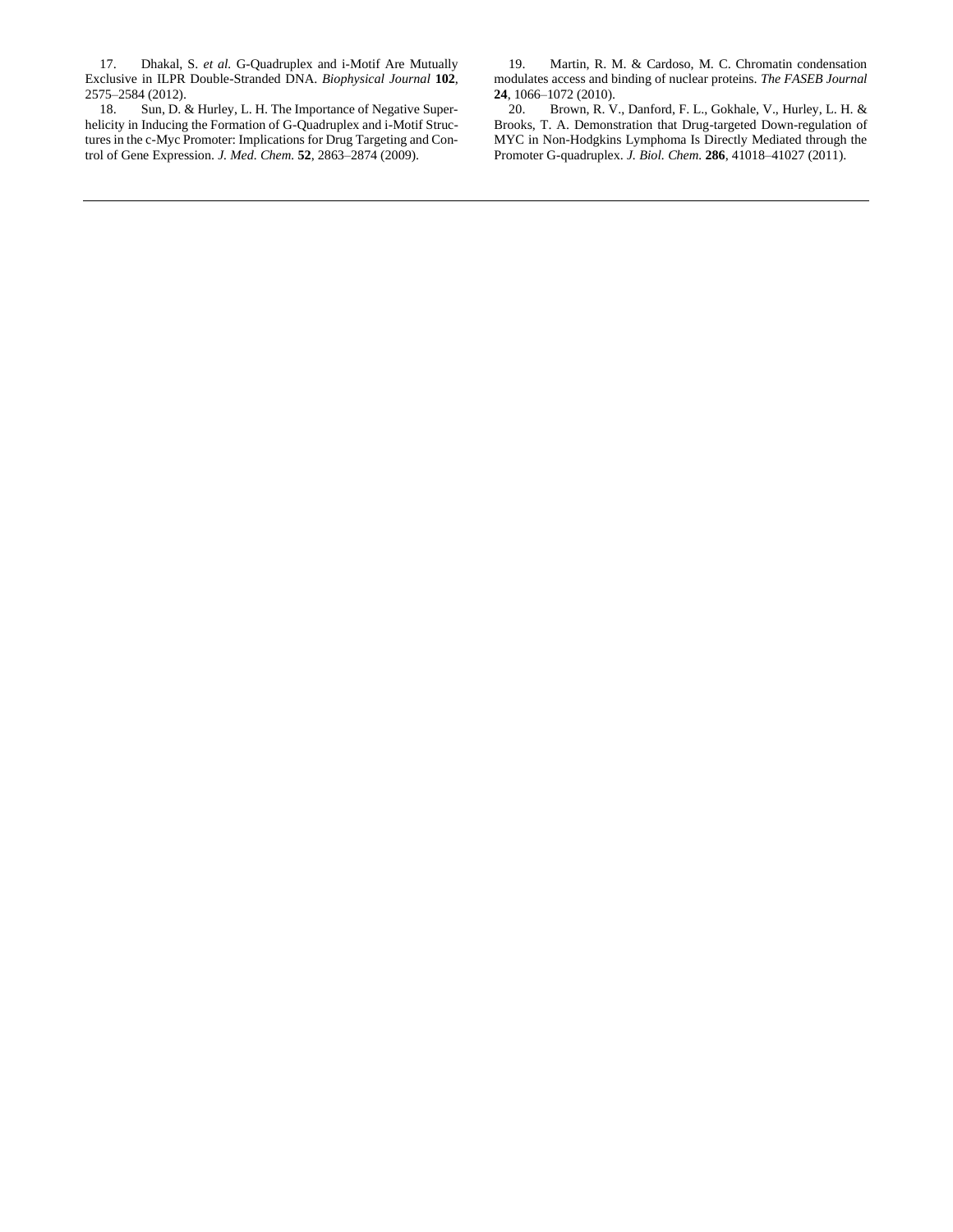17. Dhakal, S. *et al.* G-Quadruplex and i-Motif Are Mutually Exclusive in ILPR Double-Stranded DNA. *Biophysical Journal* **102**, 2575–2584 (2012).

18. Sun, D. & Hurley, L. H. The Importance of Negative Superhelicity in Inducing the Formation of G-Quadruplex and i-Motif Structures in the c-Myc Promoter: Implications for Drug Targeting and Control of Gene Expression. *J. Med. Chem.* **52**, 2863–2874 (2009).

19. Martin, R. M. & Cardoso, M. C. Chromatin condensation modulates access and binding of nuclear proteins. *The FASEB Journal* **24**, 1066–1072 (2010).

20. Brown, R. V., Danford, F. L., Gokhale, V., Hurley, L. H. & Brooks, T. A. Demonstration that Drug-targeted Down-regulation of MYC in Non-Hodgkins Lymphoma Is Directly Mediated through the Promoter G-quadruplex. *J. Biol. Chem.* **286**, 41018–41027 (2011).